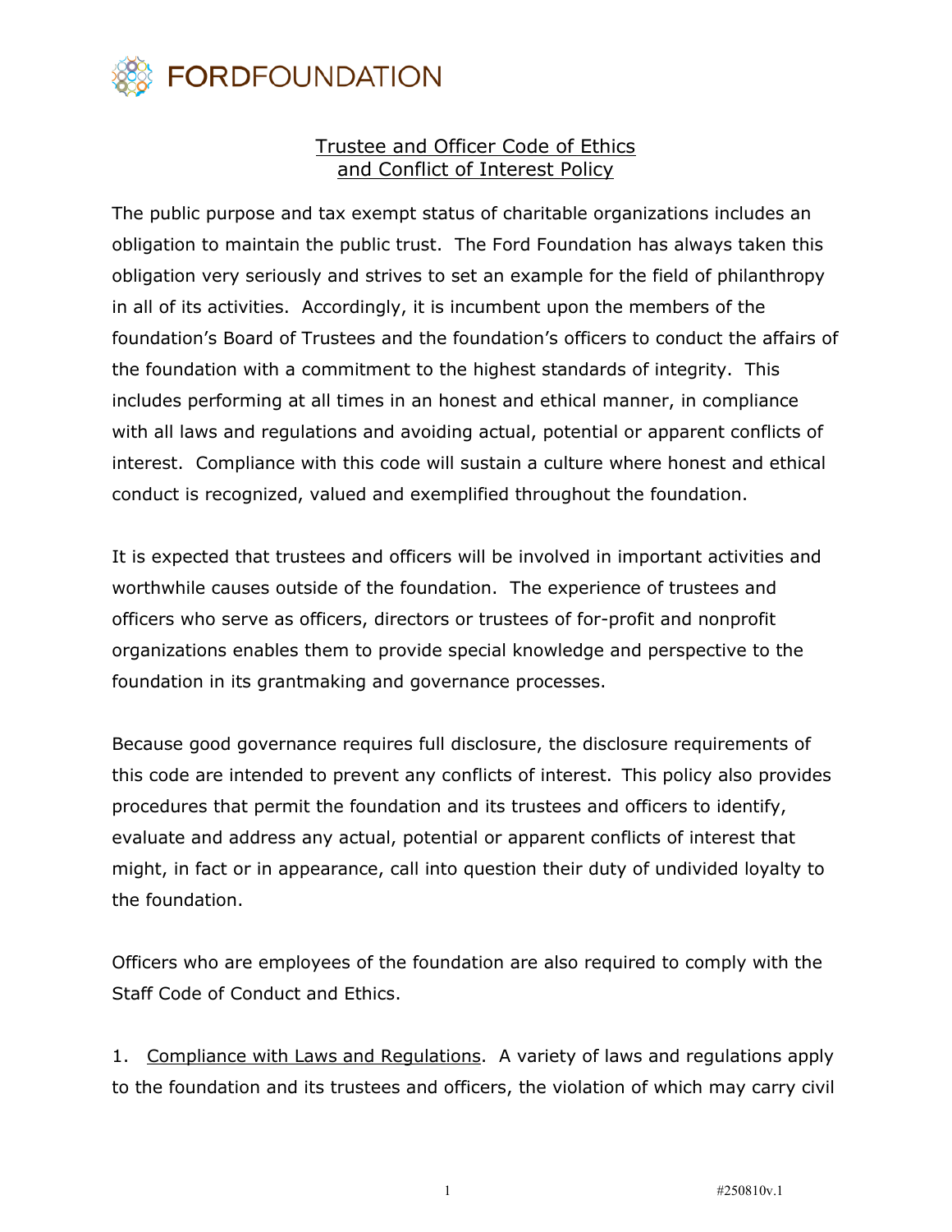FORDFOUNDATION

# Trustee and Officer Code of Ethics and Conflict of Interest Policy

The public purpose and tax exempt status of charitable organizations includes an obligation to maintain the public trust. The Ford Foundation has always taken this obligation very seriously and strives to set an example for the field of philanthropy in all of its activities. Accordingly, it is incumbent upon the members of the foundation's Board of Trustees and the foundation's officers to conduct the affairs of the foundation with a commitment to the highest standards of integrity. This includes performing at all times in an honest and ethical manner, in compliance with all laws and regulations and avoiding actual, potential or apparent conflicts of interest. Compliance with this code will sustain a culture where honest and ethical conduct is recognized, valued and exemplified throughout the foundation.

It is expected that trustees and officers will be involved in important activities and worthwhile causes outside of the foundation. The experience of trustees and officers who serve as officers, directors or trustees of for-profit and nonprofit organizations enables them to provide special knowledge and perspective to the foundation in its grantmaking and governance processes.

Because good governance requires full disclosure, the disclosure requirements of this code are intended to prevent any conflicts of interest. This policy also provides procedures that permit the foundation and its trustees and officers to identify, evaluate and address any actual, potential or apparent conflicts of interest that might, in fact or in appearance, call into question their duty of undivided loyalty to the foundation.

Officers who are employees of the foundation are also required to comply with the Staff Code of Conduct and Ethics.

1. Compliance with Laws and Regulations. A variety of laws and regulations apply to the foundation and its trustees and officers, the violation of which may carry civil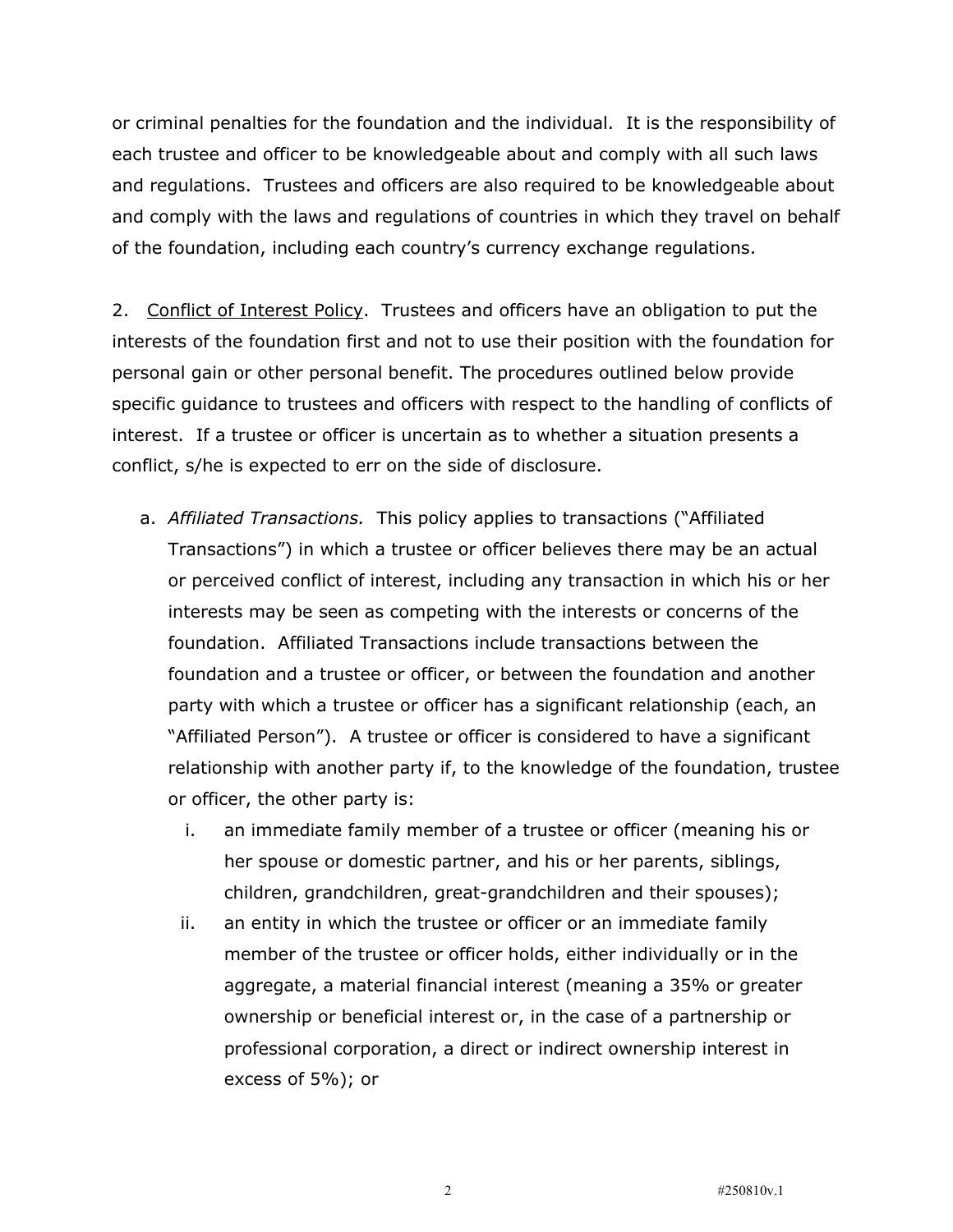or criminal penalties for the foundation and the individual. It is the responsibility of each trustee and officer to be knowledgeable about and comply with all such laws and regulations. Trustees and officers are also required to be knowledgeable about and comply with the laws and regulations of countries in which they travel on behalf of the foundation, including each country's currency exchange regulations.

2. <u>Conflict of Interest Policy</u>. Trustees and officers have an obligation to put the interests of the foundation first and not to use their position with the foundation for personal gain or other personal benefit. The procedures outlined below provide specific guidance to trustees and officers with respect to the handling of conflicts of interest. If a trustee or officer is uncertain as to whether a situation presents a conflict, s/he is expected to err on the side of disclosure.

a. *Affiliated Transactions.* This policy applies to transactions ("Affiliated Transactions") in which a trustee or officer believes there may be an actual or perceived conflict of interest, including any transaction in which his or her interests may be seen as competing with the interests or concerns of the foundation. Affiliated Transactions include transactions between the foundation and a trustee or officer, or between the foundation and another party with which a trustee or officer has a significant relationship (each, an "Affiliated Person"). A trustee or officer is considered to have a significant relationship with another party if, to the knowledge of the foundation, trustee or officer, the other party is:

   i. an immediate family member of a trustee or officer (meaning his or her spouse or domestic partner, and his or her parents, siblings, children, grandchildren, great-grandchildren and their spouses);

   ii. an entity in which the trustee or officer or an immediate family member of the trustee or officer holds, either individually or in the aggregate, a material financial interest (meaning a 35% or greater ownership or beneficial interest or, in the case of a partnership or professional corporation, a direct or indirect ownership interest in excess of 5%); or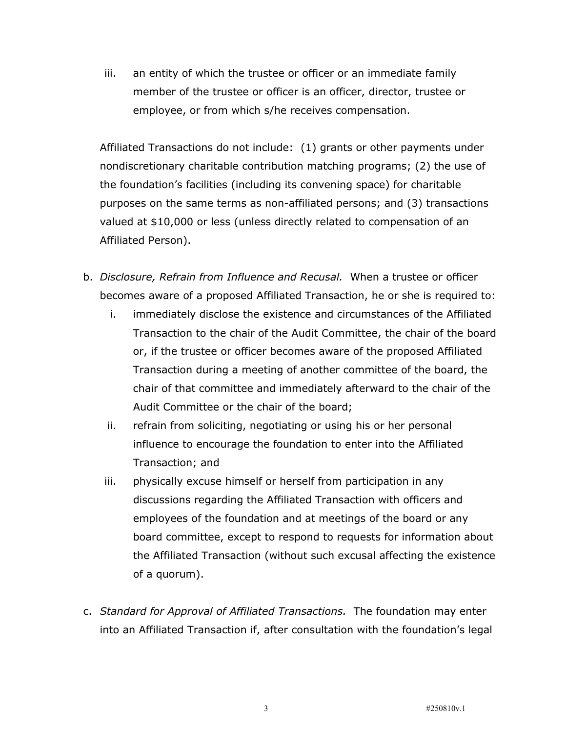iii. an entity of which the trustee or officer or an immediate family member of the trustee or officer is an officer, director, trustee or employee, or from which s/he receives compensation.

Affiliated Transactions do not include: (1) grants or other payments under nondiscretionary charitable contribution matching programs; (2) the use of the foundation's facilities (including its convening space) for charitable purposes on the same terms as non-affiliated persons; and (3) transactions valued at $10,000 or less (unless directly related to compensation of an Affiliated Person).

b. *Disclosure, Refrain from Influence and Recusal.* When a trustee or officer becomes aware of a proposed Affiliated Transaction, he or she is required to:

   i. immediately disclose the existence and circumstances of the Affiliated Transaction to the chair of the Audit Committee, the chair of the board or, if the trustee or officer becomes aware of the proposed Affiliated Transaction during a meeting of another committee of the board, the chair of that committee and immediately afterward to the chair of the Audit Committee or the chair of the board;

   ii. refrain from soliciting, negotiating or using his or her personal influence to encourage the foundation to enter into the Affiliated Transaction; and

   iii. physically excuse himself or herself from participation in any discussions regarding the Affiliated Transaction with officers and employees of the foundation and at meetings of the board or any board committee, except to respond to requests for information about the Affiliated Transaction (without such excusal affecting the existence of a quorum).

c. *Standard for Approval of Affiliated Transactions.* The foundation may enter into an Affiliated Transaction if, after consultation with the foundation's legal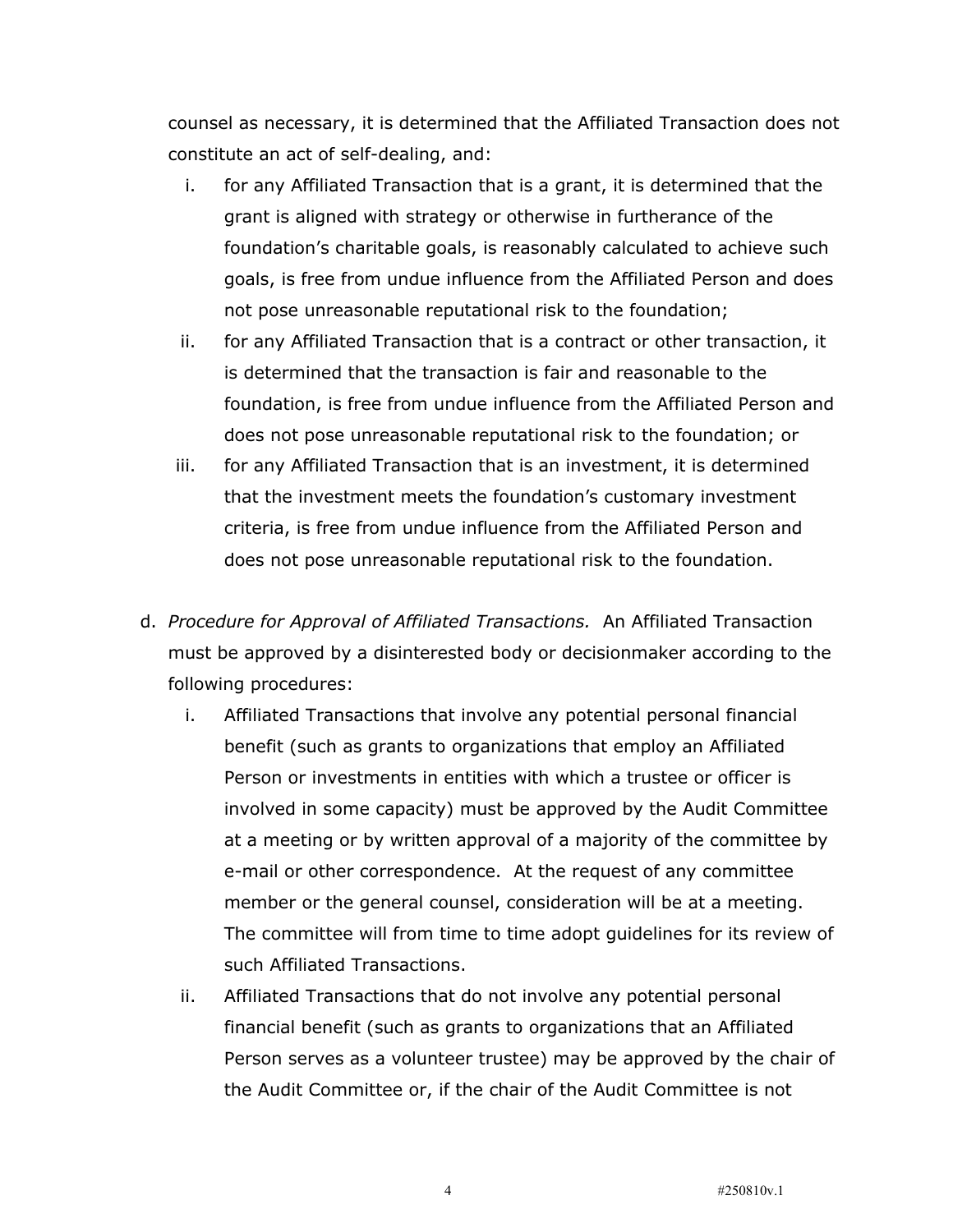counsel as necessary, it is determined that the Affiliated Transaction does not constitute an act of self-dealing, and:

  i. for any Affiliated Transaction that is a grant, it is determined that the grant is aligned with strategy or otherwise in furtherance of the foundation's charitable goals, is reasonably calculated to achieve such goals, is free from undue influence from the Affiliated Person and does not pose unreasonable reputational risk to the foundation;
  ii. for any Affiliated Transaction that is a contract or other transaction, it is determined that the transaction is fair and reasonable to the foundation, is free from undue influence from the Affiliated Person and does not pose unreasonable reputational risk to the foundation; or
  iii. for any Affiliated Transaction that is an investment, it is determined that the investment meets the foundation's customary investment criteria, is free from undue influence from the Affiliated Person and does not pose unreasonable reputational risk to the foundation.

d. *Procedure for Approval of Affiliated Transactions.* An Affiliated Transaction must be approved by a disinterested body or decisionmaker according to the following procedures:

  i. Affiliated Transactions that involve any potential personal financial benefit (such as grants to organizations that employ an Affiliated Person or investments in entities with which a trustee or officer is involved in some capacity) must be approved by the Audit Committee at a meeting or by written approval of a majority of the committee by e-mail or other correspondence. At the request of any committee member or the general counsel, consideration will be at a meeting. The committee will from time to time adopt guidelines for its review of such Affiliated Transactions.
  ii. Affiliated Transactions that do not involve any potential personal financial benefit (such as grants to organizations that an Affiliated Person serves as a volunteer trustee) may be approved by the chair of the Audit Committee or, if the chair of the Audit Committee is not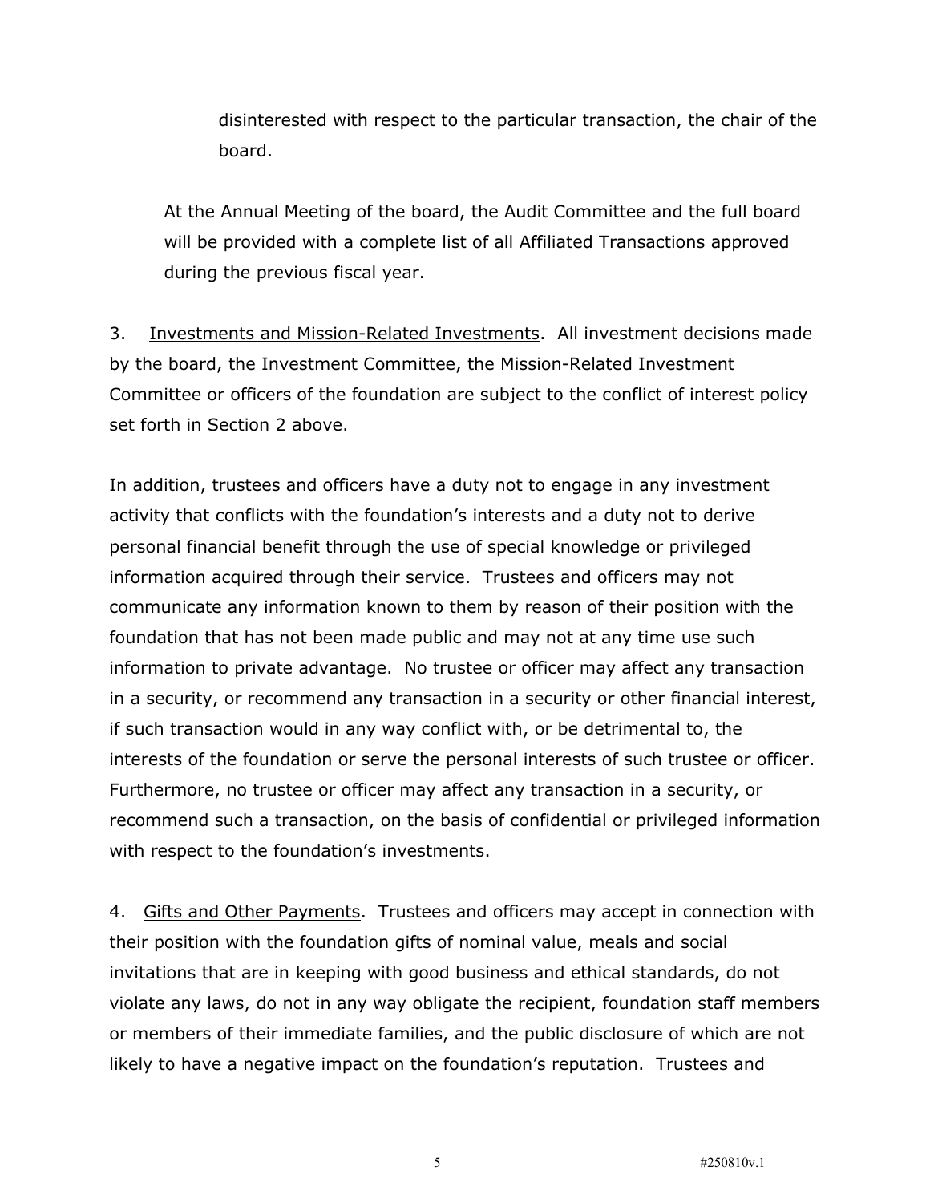disinterested with respect to the particular transaction, the chair of the board.

At the Annual Meeting of the board, the Audit Committee and the full board will be provided with a complete list of all Affiliated Transactions approved during the previous fiscal year.

3. Investments and Mission-Related Investments. All investment decisions made by the board, the Investment Committee, the Mission-Related Investment Committee or officers of the foundation are subject to the conflict of interest policy set forth in Section 2 above.

In addition, trustees and officers have a duty not to engage in any investment activity that conflicts with the foundation's interests and a duty not to derive personal financial benefit through the use of special knowledge or privileged information acquired through their service. Trustees and officers may not communicate any information known to them by reason of their position with the foundation that has not been made public and may not at any time use such information to private advantage. No trustee or officer may affect any transaction in a security, or recommend any transaction in a security or other financial interest, if such transaction would in any way conflict with, or be detrimental to, the interests of the foundation or serve the personal interests of such trustee or officer. Furthermore, no trustee or officer may affect any transaction in a security, or recommend such a transaction, on the basis of confidential or privileged information with respect to the foundation's investments.

4. Gifts and Other Payments. Trustees and officers may accept in connection with their position with the foundation gifts of nominal value, meals and social invitations that are in keeping with good business and ethical standards, do not violate any laws, do not in any way obligate the recipient, foundation staff members or members of their immediate families, and the public disclosure of which are not likely to have a negative impact on the foundation's reputation. Trustees and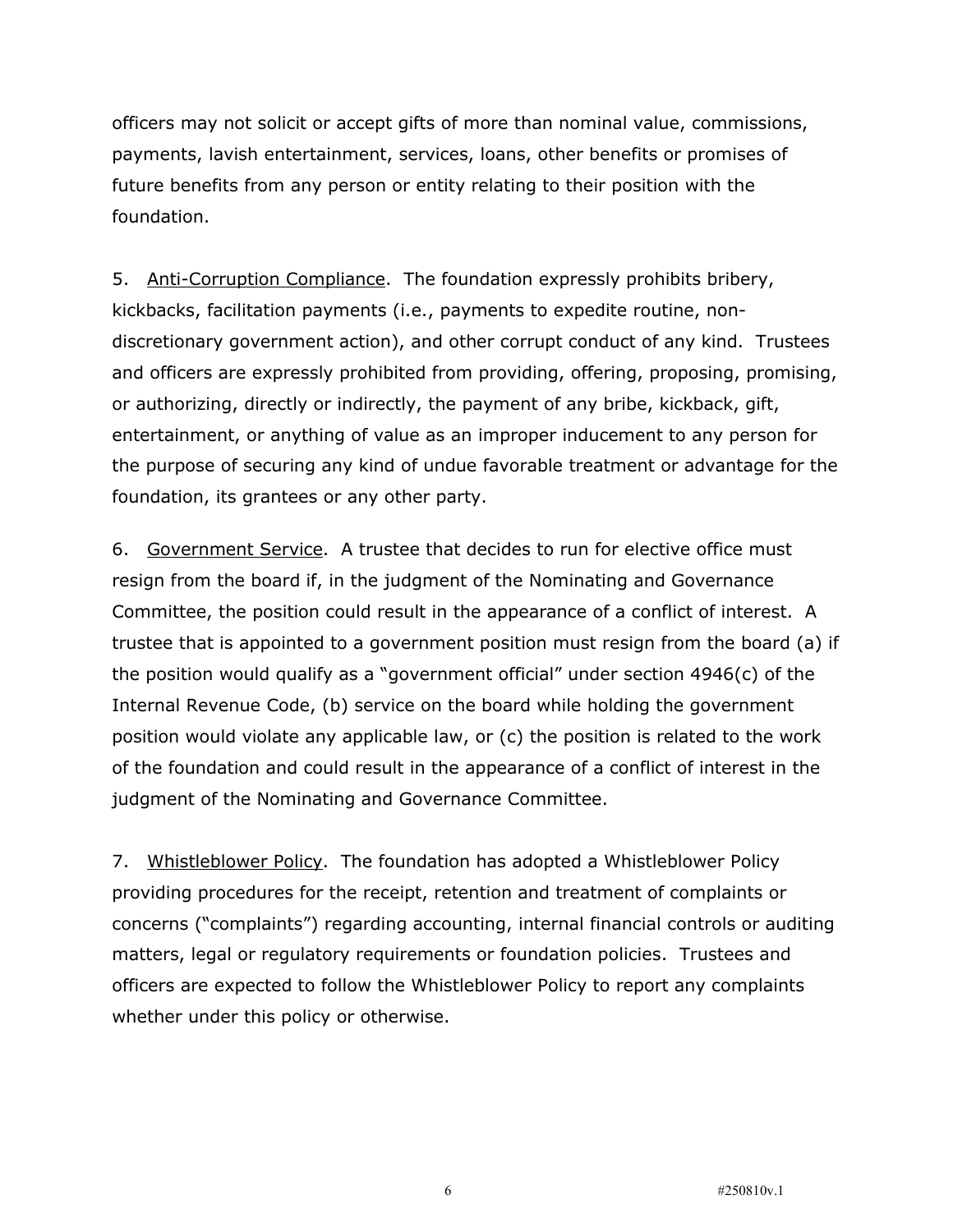officers may not solicit or accept gifts of more than nominal value, commissions, payments, lavish entertainment, services, loans, other benefits or promises of future benefits from any person or entity relating to their position with the foundation.

5. Anti-Corruption Compliance. The foundation expressly prohibits bribery, kickbacks, facilitation payments (i.e., payments to expedite routine, non-discretionary government action), and other corrupt conduct of any kind. Trustees and officers are expressly prohibited from providing, offering, proposing, promising, or authorizing, directly or indirectly, the payment of any bribe, kickback, gift, entertainment, or anything of value as an improper inducement to any person for the purpose of securing any kind of undue favorable treatment or advantage for the foundation, its grantees or any other party.

6. Government Service. A trustee that decides to run for elective office must resign from the board if, in the judgment of the Nominating and Governance Committee, the position could result in the appearance of a conflict of interest. A trustee that is appointed to a government position must resign from the board (a) if the position would qualify as a "government official" under section 4946(c) of the Internal Revenue Code, (b) service on the board while holding the government position would violate any applicable law, or (c) the position is related to the work of the foundation and could result in the appearance of a conflict of interest in the judgment of the Nominating and Governance Committee.

7. Whistleblower Policy. The foundation has adopted a Whistleblower Policy providing procedures for the receipt, retention and treatment of complaints or concerns ("complaints") regarding accounting, internal financial controls or auditing matters, legal or regulatory requirements or foundation policies. Trustees and officers are expected to follow the Whistleblower Policy to report any complaints whether under this policy or otherwise.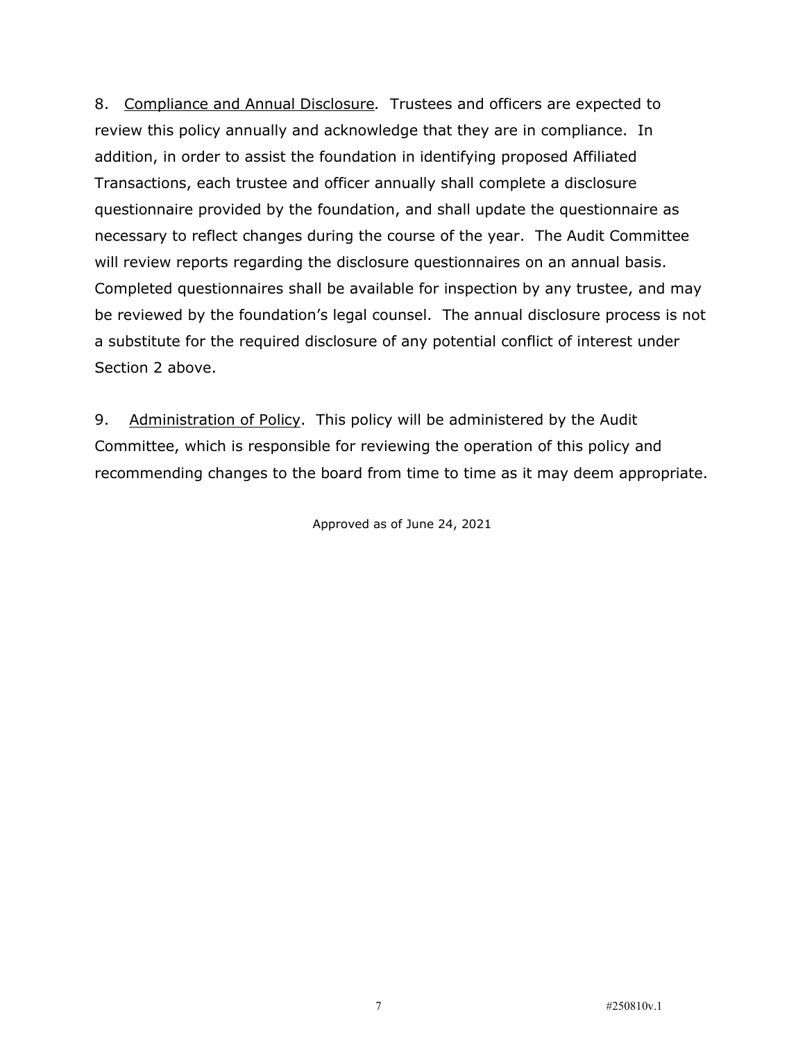8. Compliance and Annual Disclosure. Trustees and officers are expected to review this policy annually and acknowledge that they are in compliance. In addition, in order to assist the foundation in identifying proposed Affiliated Transactions, each trustee and officer annually shall complete a disclosure questionnaire provided by the foundation, and shall update the questionnaire as necessary to reflect changes during the course of the year. The Audit Committee will review reports regarding the disclosure questionnaires on an annual basis. Completed questionnaires shall be available for inspection by any trustee, and may be reviewed by the foundation's legal counsel. The annual disclosure process is not a substitute for the required disclosure of any potential conflict of interest under Section 2 above.

9. Administration of Policy. This policy will be administered by the Audit Committee, which is responsible for reviewing the operation of this policy and recommending changes to the board from time to time as it may deem appropriate.

Approved as of June 24, 2021

#250810v.1